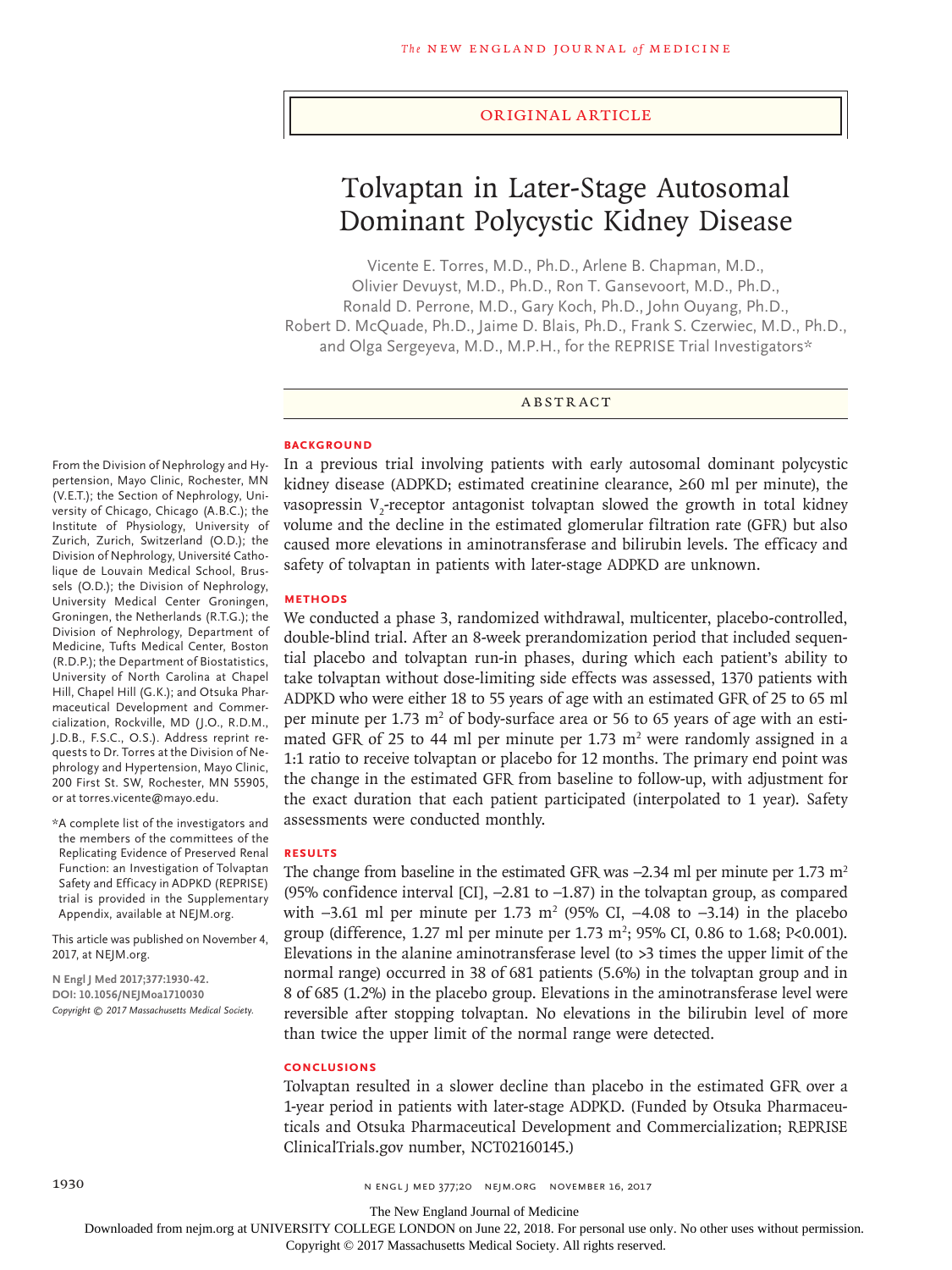ORIGINAL ARTICLE

# Tolvaptan in Later-Stage Autosomal Dominant Polycystic Kidney Disease

Vicente E. Torres, M.D., Ph.D., Arlene B. Chapman, M.D., Olivier Devuyst, M.D., Ph.D., Ron T. Gansevoort, M.D., Ph.D., Ronald D. Perrone, M.D., Gary Koch, Ph.D., John Ouyang, Ph.D., Robert D. McQuade, Ph.D., Jaime D. Blais, Ph.D., Frank S. Czerwiec, M.D., Ph.D., and Olga Sergeyeva, M.D., M.P.H., for the REPRISE Trial Investigators*

## ABSTRACT

### BACKGROUND

In a previous trial involving patients with early autosomal dominant polycystic kidney disease (ADPKD; estimated creatinine clearance, ≥60 ml per minute), the vasopressin $V_2$-receptor antagonist tolvaptan slowed the growth in total kidney volume and the decline in the estimated glomerular filtration rate (GFR) but also caused more elevations in aminotransferase and bilirubin levels. The efficacy and safety of tolvaptan in patients with later-stage ADPKD are unknown.

### METHODS

We conducted a phase 3, randomized withdrawal, multicenter, placebo-controlled, double-blind trial. After an 8-week prerandomization period that included sequential placebo and tolvaptan run-in phases, during which each patient's ability to take tolvaptan without dose-limiting side effects was assessed, 1370 patients with ADPKD who were either 18 to 55 years of age with an estimated GFR of 25 to 65 ml per minute per 1.73 $m^2$ of body-surface area or 56 to 65 years of age with an estimated GFR of 25 to 44 ml per minute per 1.73 $m^2$ were randomly assigned in a 1:1 ratio to receive tolvaptan or placebo for 12 months. The primary end point was the change in the estimated GFR from baseline to follow-up, with adjustment for the exact duration that each patient participated (interpolated to 1 year). Safety assessments were conducted monthly.

### RESULTS

The change from baseline in the estimated GFR was −2.34 ml per minute per 1.73 $m^2$ (95% confidence interval [CI], −2.81 to −1.87) in the tolvaptan group, as compared with −3.61 ml per minute per 1.73 $m^2$ (95% CI, −4.08 to −3.14) in the placebo group (difference, 1.27 ml per minute per 1.73 $m^2$; 95% CI, 0.86 to 1.68; P<0.001). Elevations in the alanine aminotransferase level (to >3 times the upper limit of the normal range) occurred in 38 of 681 patients (5.6%) in the tolvaptan group and in 8 of 685 (1.2%) in the placebo group. Elevations in the aminotransferase level were reversible after stopping tolvaptan. No elevations in the bilirubin level of more than twice the upper limit of the normal range were detected.

### CONCLUSIONS

Tolvaptan resulted in a slower decline than placebo in the estimated GFR over a 1-year period in patients with later-stage ADPKD. (Funded by Otsuka Pharmaceuticals and Otsuka Pharmaceutical Development and Commercialization; REPRISE ClinicalTrials.gov number, NCT02160145.)

From the Division of Nephrology and Hypertension, Mayo Clinic, Rochester, MN (V.E.T.); the Section of Nephrology, University of Chicago, Chicago (A.B.C.); the Institute of Physiology, University of Zurich, Zurich, Switzerland (O.D.); the Division of Nephrology, Université Catholique de Louvain Medical School, Brussels (O.D.); the Division of Nephrology, University Medical Center Groningen, Groningen, the Netherlands (R.T.G.); the Division of Nephrology, Department of Medicine, Tufts Medical Center, Boston (R.D.P.); the Department of Biostatistics, University of North Carolina at Chapel Hill, Chapel Hill (G.K.); and Otsuka Pharmaceutical Development and Commercialization, Rockville, MD (J.O., R.D.M., J.D.B., F.S.C., O.S.). Address reprint requests to Dr. Torres at the Division of Nephrology and Hypertension, Mayo Clinic, 200 First St. SW, Rochester, MN 55905, or at torres.vicente@mayo.edu.

*A complete list of the investigators and the members of the committees of the Replicating Evidence of Preserved Renal Function: an Investigation of Tolvaptan Safety and Efficacy in ADPKD (REPRISE) trial is provided in the Supplementary Appendix, available at NEJM.org.

This article was published on November 4, 2017, at NEJM.org.

**N Engl J Med 2017;377:1930-42.**
**DOI: 10.1056/NEJMoa1710030**
*Copyright © 2017 Massachusetts Medical Society.*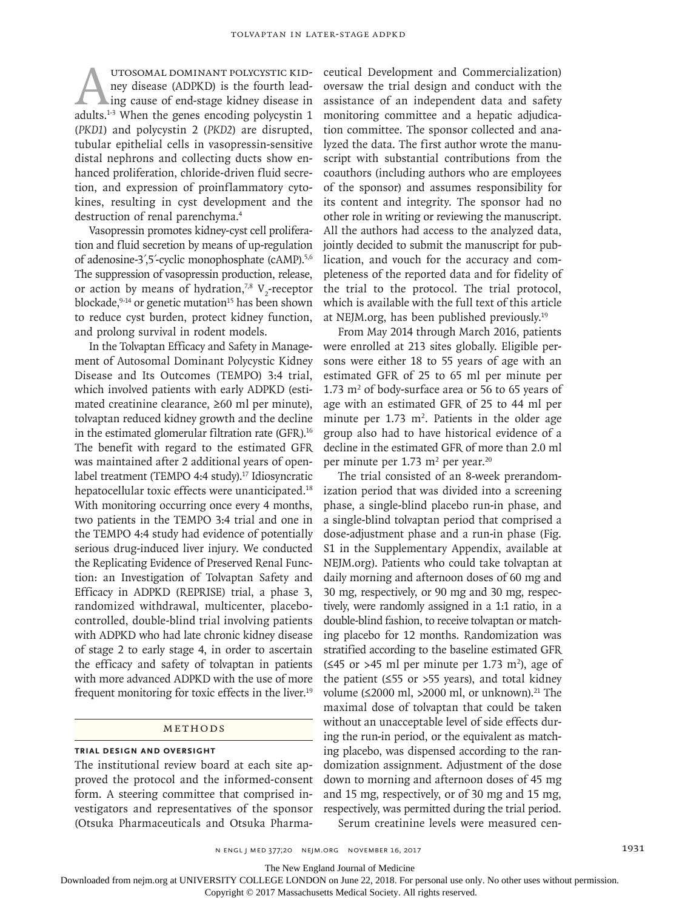Autosomal dominant polycystic kidney disease (ADPKD) is the fourth leading cause of end-stage kidney disease in adults.[1-3] When the genes encoding polycystin 1 (*PKD1*) and polycystin 2 (*PKD2*) are disrupted, tubular epithelial cells in vasopressin-sensitive distal nephrons and collecting ducts show enhanced proliferation, chloride-driven fluid secretion, and expression of proinflammatory cytokines, resulting in cyst development and the destruction of renal parenchyma.[4]

Vasopressin promotes kidney-cyst cell proliferation and fluid secretion by means of up-regulation of adenosine-3′,5′-cyclic monophosphate (cAMP).[5,6] The suppression of vasopressin production, release, or action by means of hydration,[7,8] $V_2$-receptor blockade,[9-14] or genetic mutation[15] has been shown to reduce cyst burden, protect kidney function, and prolong survival in rodent models.

In the Tolvaptan Efficacy and Safety in Management of Autosomal Dominant Polycystic Kidney Disease and Its Outcomes (TEMPO) 3:4 trial, which involved patients with early ADPKD (estimated creatinine clearance, ≥60 ml per minute), tolvaptan reduced kidney growth and the decline in the estimated glomerular filtration rate (GFR).[16] The benefit with regard to the estimated GFR was maintained after 2 additional years of open-label treatment (TEMPO 4:4 study).[17] Idiosyncratic hepatocellular toxic effects were unanticipated.[18] With monitoring occurring once every 4 months, two patients in the TEMPO 3:4 trial and one in the TEMPO 4:4 study had evidence of potentially serious drug-induced liver injury. We conducted the Replicating Evidence of Preserved Renal Function: an Investigation of Tolvaptan Safety and Efficacy in ADPKD (REPRISE) trial, a phase 3, randomized withdrawal, multicenter, placebo-controlled, double-blind trial involving patients with ADPKD who had late chronic kidney disease of stage 2 to early stage 4, in order to ascertain the efficacy and safety of tolvaptan in patients with more advanced ADPKD with the use of more frequent monitoring for toxic effects in the liver.[19]

## Methods

### Trial Design and Oversight

The institutional review board at each site approved the protocol and the informed-consent form. A steering committee that comprised investigators and representatives of the sponsor (Otsuka Pharmaceuticals and Otsuka Pharmaceutical Development and Commercialization) oversaw the trial design and conduct with the assistance of an independent data and safety monitoring committee and a hepatic adjudication committee. The sponsor collected and analyzed the data. The first author wrote the manuscript with substantial contributions from the coauthors (including authors who are employees of the sponsor) and assumes responsibility for its content and integrity. The sponsor had no other role in writing or reviewing the manuscript. All the authors had access to the analyzed data, jointly decided to submit the manuscript for publication, and vouch for the accuracy and completeness of the reported data and for fidelity of the trial to the protocol. The trial protocol, which is available with the full text of this article at NEJM.org, has been published previously.[19]

From May 2014 through March 2016, patients were enrolled at 213 sites globally. Eligible persons were either 18 to 55 years of age with an estimated GFR of 25 to 65 ml per minute per 1.73 $m^2$ of body-surface area or 56 to 65 years of age with an estimated GFR of 25 to 44 ml per minute per 1.73 $m^2$. Patients in the older age group also had to have historical evidence of a decline in the estimated GFR of more than 2.0 ml per minute per 1.73 $m^2$ per year.[20]

The trial consisted of an 8-week prerandomization period that was divided into a screening phase, a single-blind placebo run-in phase, and a single-blind tolvaptan period that comprised a dose-adjustment phase and a run-in phase (Fig. S1 in the Supplementary Appendix, available at NEJM.org). Patients who could take tolvaptan at daily morning and afternoon doses of 60 mg and 30 mg, respectively, or 90 mg and 30 mg, respectively, were randomly assigned in a 1:1 ratio, in a double-blind fashion, to receive tolvaptan or matching placebo for 12 months. Randomization was stratified according to the baseline estimated GFR (≤45 or >45 ml per minute per 1.73 $m^2$), age of the patient (≤55 or >55 years), and total kidney volume (≤2000 ml, >2000 ml, or unknown).[21] The maximal dose of tolvaptan that could be taken without an unacceptable level of side effects during the run-in period, or the equivalent as matching placebo, was dispensed according to the randomization assignment. Adjustment of the dose down to morning and afternoon doses of 45 mg and 15 mg, respectively, or of 30 mg and 15 mg, respectively, was permitted during the trial period.

Serum creatinine levels were measured cen-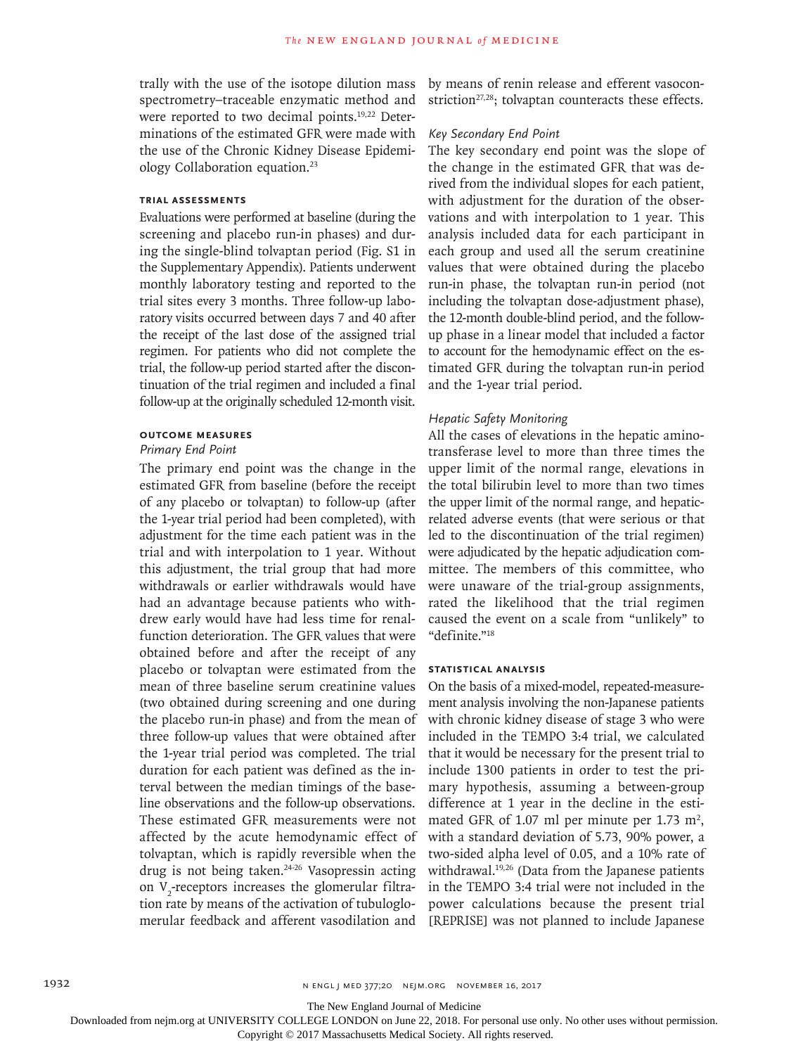trally with the use of the isotope dilution mass spectrometry–traceable enzymatic method and were reported to two decimal points.[19,22] Determinations of the estimated GFR were made with the use of the Chronic Kidney Disease Epidemiology Collaboration equation.[23]

### Trial Assessments

Evaluations were performed at baseline (during the screening and placebo run-in phases) and during the single-blind tolvaptan period (Fig. S1 in the Supplementary Appendix). Patients underwent monthly laboratory testing and reported to the trial sites every 3 months. Three follow-up laboratory visits occurred between days 7 and 40 after the receipt of the last dose of the assigned trial regimen. For patients who did not complete the trial, the follow-up period started after the discontinuation of the trial regimen and included a final follow-up at the originally scheduled 12-month visit.

### Outcome Measures

#### *Primary End Point*

The primary end point was the change in the estimated GFR from baseline (before the receipt of any placebo or tolvaptan) to follow-up (after the 1-year trial period had been completed), with adjustment for the time each patient was in the trial and with interpolation to 1 year. Without this adjustment, the trial group that had more withdrawals or earlier withdrawals would have had an advantage because patients who withdrew early would have had less time for renal-function deterioration. The GFR values that were obtained before and after the receipt of any placebo or tolvaptan were estimated from the mean of three baseline serum creatinine values (two obtained during screening and one during the placebo run-in phase) and from the mean of three follow-up values that were obtained after the 1-year trial period was completed. The trial duration for each patient was defined as the interval between the median timings of the baseline observations and the follow-up observations. These estimated GFR measurements were not affected by the acute hemodynamic effect of tolvaptan, which is rapidly reversible when the drug is not being taken.[24-26] Vasopressin acting on $V_2$-receptors increases the glomerular filtration rate by means of the activation of tubuloglomerular feedback and afferent vasodilation and by means of renin release and efferent vasoconstriction[27,28]; tolvaptan counteracts these effects.

#### *Key Secondary End Point*

The key secondary end point was the slope of the change in the estimated GFR that was derived from the individual slopes for each patient, with adjustment for the duration of the observations and with interpolation to 1 year. This analysis included data for each participant in each group and used all the serum creatinine values that were obtained during the placebo run-in phase, the tolvaptan run-in period (not including the tolvaptan dose-adjustment phase), the 12-month double-blind period, and the follow-up phase in a linear model that included a factor to account for the hemodynamic effect on the estimated GFR during the tolvaptan run-in period and the 1-year trial period.

#### *Hepatic Safety Monitoring*

All the cases of elevations in the hepatic aminotransferase level to more than three times the upper limit of the normal range, elevations in the total bilirubin level to more than two times the upper limit of the normal range, and hepatic-related adverse events (that were serious or that led to the discontinuation of the trial regimen) were adjudicated by the hepatic adjudication committee. The members of this committee, who were unaware of the trial-group assignments, rated the likelihood that the trial regimen caused the event on a scale from "unlikely" to "definite."[18]

### Statistical Analysis

On the basis of a mixed-model, repeated-measurement analysis involving the non-Japanese patients with chronic kidney disease of stage 3 who were included in the TEMPO 3:4 trial, we calculated that it would be necessary for the present trial to include 1300 patients in order to test the primary hypothesis, assuming a between-group difference at 1 year in the decline in the estimated GFR of 1.07 ml per minute per 1.73 $m^2$, with a standard deviation of 5.73, 90% power, a two-sided alpha level of 0.05, and a 10% rate of withdrawal.[19,26] (Data from the Japanese patients in the TEMPO 3:4 trial were not included in the power calculations because the present trial [REPRISE] was not planned to include Japanese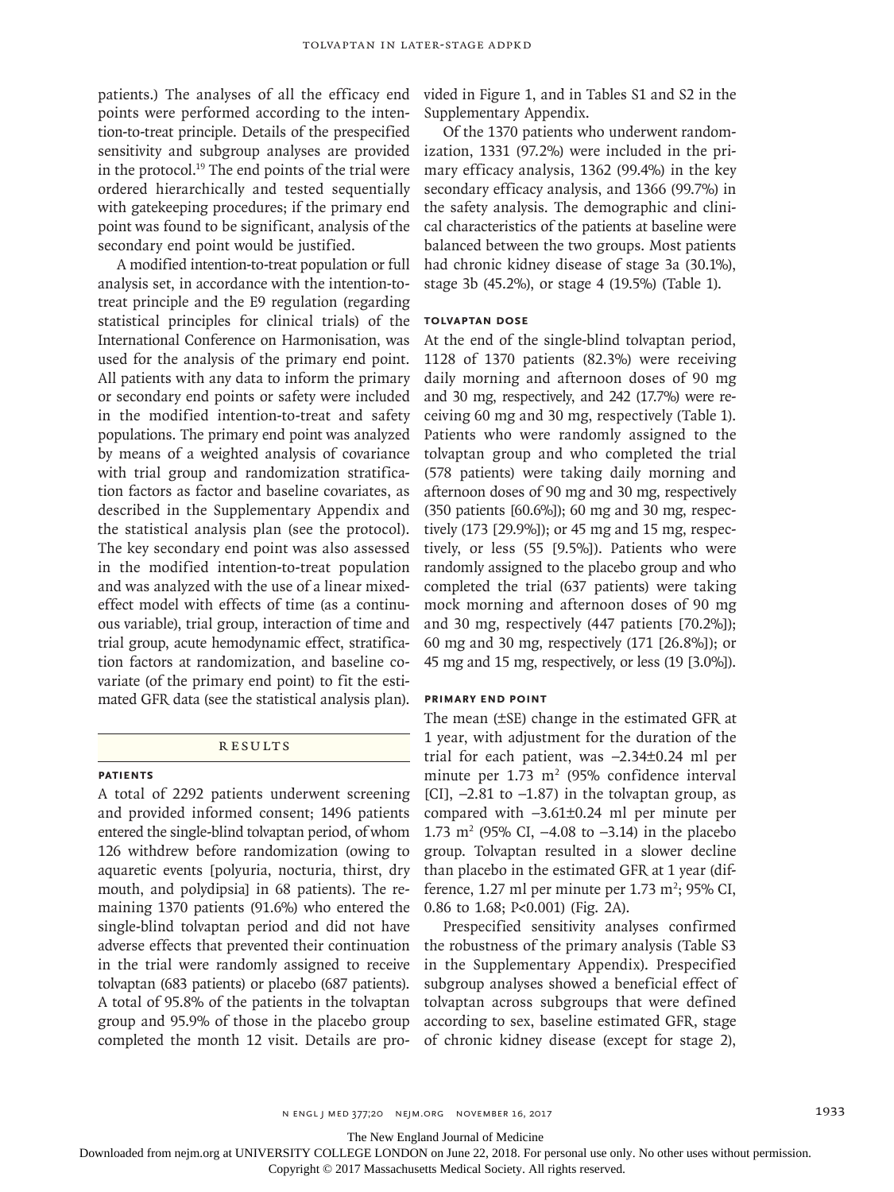patients.) The analyses of all the efficacy end points were performed according to the intention-to-treat principle. Details of the prespecified sensitivity and subgroup analyses are provided in the protocol.[19] The end points of the trial were ordered hierarchically and tested sequentially with gatekeeping procedures; if the primary end point was found to be significant, analysis of the secondary end point would be justified.

A modified intention-to-treat population or full analysis set, in accordance with the intention-to-treat principle and the E9 regulation (regarding statistical principles for clinical trials) of the International Conference on Harmonisation, was used for the analysis of the primary end point. All patients with any data to inform the primary or secondary end points or safety were included in the modified intention-to-treat and safety populations. The primary end point was analyzed by means of a weighted analysis of covariance with trial group and randomization stratification factors as factor and baseline covariates, as described in the Supplementary Appendix and the statistical analysis plan (see the protocol). The key secondary end point was also assessed in the modified intention-to-treat population and was analyzed with the use of a linear mixed-effect model with effects of time (as a continuous variable), trial group, interaction of time and trial group, acute hemodynamic effect, stratification factors at randomization, and baseline covariate (of the primary end point) to fit the estimated GFR data (see the statistical analysis plan).

## RESULTS

### PATIENTS

A total of 2292 patients underwent screening and provided informed consent; 1496 patients entered the single-blind tolvaptan period, of whom 126 withdrew before randomization (owing to aquaretic events [polyuria, nocturia, thirst, dry mouth, and polydipsia] in 68 patients). The remaining 1370 patients (91.6%) who entered the single-blind tolvaptan period and did not have adverse effects that prevented their continuation in the trial were randomly assigned to receive tolvaptan (683 patients) or placebo (687 patients). A total of 95.8% of the patients in the tolvaptan group and 95.9% of those in the placebo group completed the month 12 visit. Details are provided in Figure 1, and in Tables S1 and S2 in the Supplementary Appendix.

Of the 1370 patients who underwent randomization, 1331 (97.2%) were included in the primary efficacy analysis, 1362 (99.4%) in the key secondary efficacy analysis, and 1366 (99.7%) in the safety analysis. The demographic and clinical characteristics of the patients at baseline were balanced between the two groups. Most patients had chronic kidney disease of stage 3a (30.1%), stage 3b (45.2%), or stage 4 (19.5%) (Table 1).

### TOLVAPTAN DOSE

At the end of the single-blind tolvaptan period, 1128 of 1370 patients (82.3%) were receiving daily morning and afternoon doses of 90 mg and 30 mg, respectively, and 242 (17.7%) were receiving 60 mg and 30 mg, respectively (Table 1). Patients who were randomly assigned to the tolvaptan group and who completed the trial (578 patients) were taking daily morning and afternoon doses of 90 mg and 30 mg, respectively (350 patients [60.6%]); 60 mg and 30 mg, respectively (173 [29.9%]); or 45 mg and 15 mg, respectively, or less (55 [9.5%]). Patients who were randomly assigned to the placebo group and who completed the trial (637 patients) were taking mock morning and afternoon doses of 90 mg and 30 mg, respectively (447 patients [70.2%]); 60 mg and 30 mg, respectively (171 [26.8%]); or 45 mg and 15 mg, respectively, or less (19 [3.0%]).

### PRIMARY END POINT

The mean (±SE) change in the estimated GFR at 1 year, with adjustment for the duration of the trial for each patient, was −2.34±0.24 ml per minute per 1.73 $m^2$ (95% confidence interval [CI], −2.81 to −1.87) in the tolvaptan group, as compared with −3.61±0.24 ml per minute per 1.73 $m^2$ (95% CI, −4.08 to −3.14) in the placebo group. Tolvaptan resulted in a slower decline than placebo in the estimated GFR at 1 year (difference, 1.27 ml per minute per 1.73 $m^2$; 95% CI, 0.86 to 1.68; P<0.001) (Fig. 2A).

Prespecified sensitivity analyses confirmed the robustness of the primary analysis (Table S3 in the Supplementary Appendix). Prespecified subgroup analyses showed a beneficial effect of tolvaptan across subgroups that were defined according to sex, baseline estimated GFR, stage of chronic kidney disease (except for stage 2),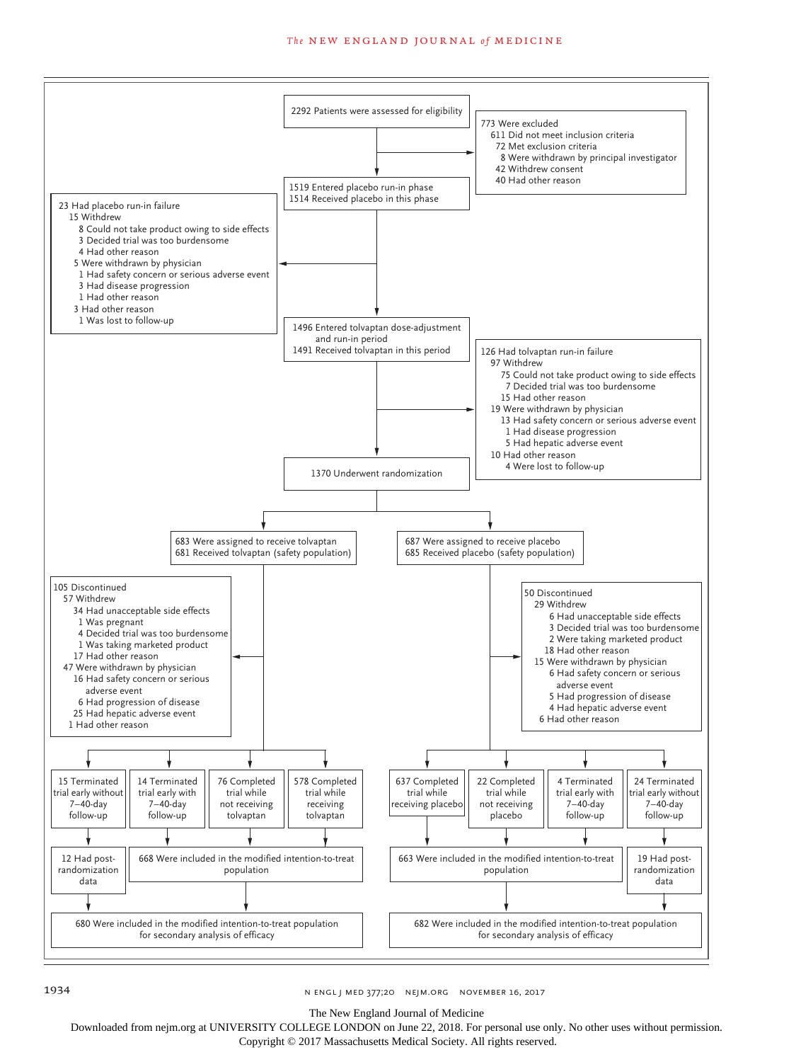2292 Patients were assessed for eligibility

773 Were excluded
- 611 Did not meet inclusion criteria
- 72 Met exclusion criteria
- 8 Were withdrawn by principal investigator
- 42 Withdrew consent
- 40 Had other reason

1519 Entered placebo run-in phase
1514 Received placebo in this phase

23 Had placebo run-in failure
- 15 Withdrew
  - 8 Could not take product owing to side effects
  - 3 Decided trial was too burdensome
  - 4 Had other reason
- 5 Were withdrawn by physician
  - 1 Had safety concern or serious adverse event
  - 3 Had disease progression
  - 1 Had other reason
- 3 Had other reason
  - 1 Was lost to follow-up

1496 Entered tolvaptan dose-adjustment and run-in period
1491 Received tolvaptan in this period

126 Had tolvaptan run-in failure
- 97 Withdrew
  - 75 Could not take product owing to side effects
  - 7 Decided trial was too burdensome
  - 15 Had other reason
- 19 Were withdrawn by physician
  - 13 Had safety concern or serious adverse event
  - 1 Had disease progression
  - 5 Had hepatic adverse event
- 10 Had other reason
  - 4 Were lost to follow-up

1370 Underwent randomization

**Tolvaptan group**

683 Were assigned to receive tolvaptan
681 Received tolvaptan (safety population)

105 Discontinued
- 57 Withdrew
  - 34 Had unacceptable side effects
  - 1 Was pregnant
  - 4 Decided trial was too burdensome
  - 1 Was taking marketed product
  - 17 Had other reason
- 47 Were withdrawn by physician
  - 16 Had safety concern or serious adverse event
  - 6 Had progression of disease
  - 25 Had hepatic adverse event
- 1 Had other reason

- 15 Terminated trial early without 7–40-day follow-up
- 14 Terminated trial early with 7–40-day follow-up
- 76 Completed trial while not receiving tolvaptan
- 578 Completed trial while receiving tolvaptan

12 Had post-randomization data

668 Were included in the modified intention-to-treat population

680 Were included in the modified intention-to-treat population for secondary analysis of efficacy

**Placebo group**

687 Were assigned to receive placebo
685 Received placebo (safety population)

50 Discontinued
- 29 Withdrew
  - 6 Had unacceptable side effects
  - 3 Decided trial was too burdensome
  - 2 Were taking marketed product
  - 18 Had other reason
- 15 Were withdrawn by physician
  - 6 Had safety concern or serious adverse event
  - 5 Had progression of disease
  - 4 Had hepatic adverse event
- 6 Had other reason

- 637 Completed trial while receiving placebo
- 22 Completed trial while not receiving placebo
- 4 Terminated trial early with 7–40-day follow-up
- 24 Terminated trial early without 7–40-day follow-up

663 Were included in the modified intention-to-treat population

19 Had post-randomization data

682 Were included in the modified intention-to-treat population for secondary analysis of efficacy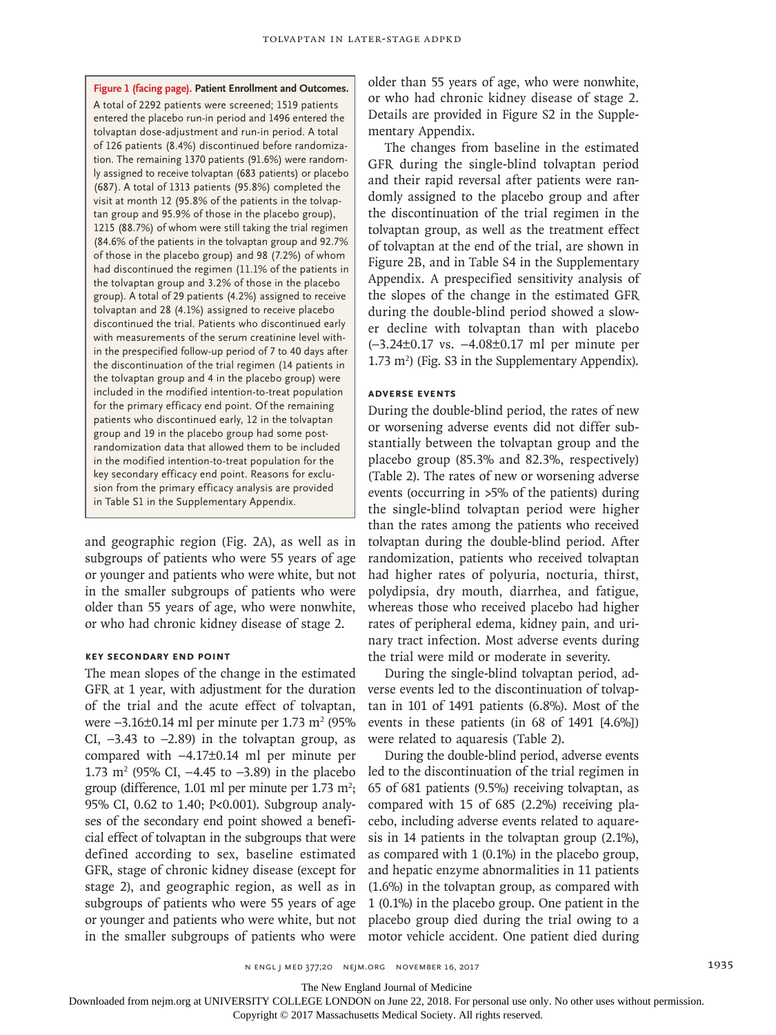**Figure 1 (facing page). Patient Enrollment and Outcomes.**

A total of 2292 patients were screened; 1519 patients entered the placebo run-in period and 1496 entered the tolvaptan dose-adjustment and run-in period. A total of 126 patients (8.4%) discontinued before randomization. The remaining 1370 patients (91.6%) were randomly assigned to receive tolvaptan (683 patients) or placebo (687). A total of 1313 patients (95.8%) completed the visit at month 12 (95.8% of the patients in the tolvaptan group and 95.9% of those in the placebo group), 1215 (88.7%) of whom were still taking the trial regimen (84.6% of the patients in the tolvaptan group and 92.7% of those in the placebo group) and 98 (7.2%) of whom had discontinued the regimen (11.1% of the patients in the tolvaptan group and 3.2% of those in the placebo group). A total of 29 patients (4.2%) assigned to receive tolvaptan and 28 (4.1%) assigned to receive placebo discontinued the trial. Patients who discontinued early with measurements of the serum creatinine level within the prespecified follow-up period of 7 to 40 days after the discontinuation of the trial regimen (14 patients in the tolvaptan group and 4 in the placebo group) were included in the modified intention-to-treat population for the primary efficacy end point. Of the remaining patients who discontinued early, 12 in the tolvaptan group and 19 in the placebo group had some post-randomization data that allowed them to be included in the modified intention-to-treat population for the key secondary efficacy end point. Reasons for exclusion from the primary efficacy analysis are provided in Table S1 in the Supplementary Appendix.

and geographic region (Fig. 2A), as well as in subgroups of patients who were 55 years of age or younger and patients who were white, but not in the smaller subgroups of patients who were older than 55 years of age, who were nonwhite, or who had chronic kidney disease of stage 2.

### KEY SECONDARY END POINT

The mean slopes of the change in the estimated GFR at 1 year, with adjustment for the duration of the trial and the acute effect of tolvaptan, were −3.16±0.14 ml per minute per 1.73 $m^2$ (95% CI, −3.43 to −2.89) in the tolvaptan group, as compared with −4.17±0.14 ml per minute per 1.73 $m^2$ (95% CI, −4.45 to −3.89) in the placebo group (difference, 1.01 ml per minute per 1.73 $m^2$; 95% CI, 0.62 to 1.40; P<0.001). Subgroup analyses of the secondary end point showed a beneficial effect of tolvaptan in the subgroups that were defined according to sex, baseline estimated GFR, stage of chronic kidney disease (except for stage 2), and geographic region, as well as in subgroups of patients who were 55 years of age or younger and patients who were white, but not in the smaller subgroups of patients who were older than 55 years of age, who were nonwhite, or who had chronic kidney disease of stage 2. Details are provided in Figure S2 in the Supplementary Appendix.

The changes from baseline in the estimated GFR during the single-blind tolvaptan period and their rapid reversal after patients were randomly assigned to the placebo group and after the discontinuation of the trial regimen in the tolvaptan group, as well as the treatment effect of tolvaptan at the end of the trial, are shown in Figure 2B, and in Table S4 in the Supplementary Appendix. A prespecified sensitivity analysis of the slopes of the change in the estimated GFR during the double-blind period showed a slower decline with tolvaptan than with placebo (−3.24±0.17 vs. −4.08±0.17 ml per minute per 1.73 $m^2$) (Fig. S3 in the Supplementary Appendix).

### ADVERSE EVENTS

During the double-blind period, the rates of new or worsening adverse events did not differ substantially between the tolvaptan group and the placebo group (85.3% and 82.3%, respectively) (Table 2). The rates of new or worsening adverse events (occurring in >5% of the patients) during the single-blind tolvaptan period were higher than the rates among the patients who received tolvaptan during the double-blind period. After randomization, patients who received tolvaptan had higher rates of polyuria, nocturia, thirst, polydipsia, dry mouth, diarrhea, and fatigue, whereas those who received placebo had higher rates of peripheral edema, kidney pain, and urinary tract infection. Most adverse events during the trial were mild or moderate in severity.

During the single-blind tolvaptan period, adverse events led to the discontinuation of tolvaptan in 101 of 1491 patients (6.8%). Most of the events in these patients (in 68 of 1491 [4.6%]) were related to aquaresis (Table 2).

During the double-blind period, adverse events led to the discontinuation of the trial regimen in 65 of 681 patients (9.5%) receiving tolvaptan, as compared with 15 of 685 (2.2%) receiving placebo, including adverse events related to aquaresis in 14 patients in the tolvaptan group (2.1%), as compared with 1 (0.1%) in the placebo group, and hepatic enzyme abnormalities in 11 patients (1.6%) in the tolvaptan group, as compared with 1 (0.1%) in the placebo group. One patient in the placebo group died during the trial owing to a motor vehicle accident. One patient died during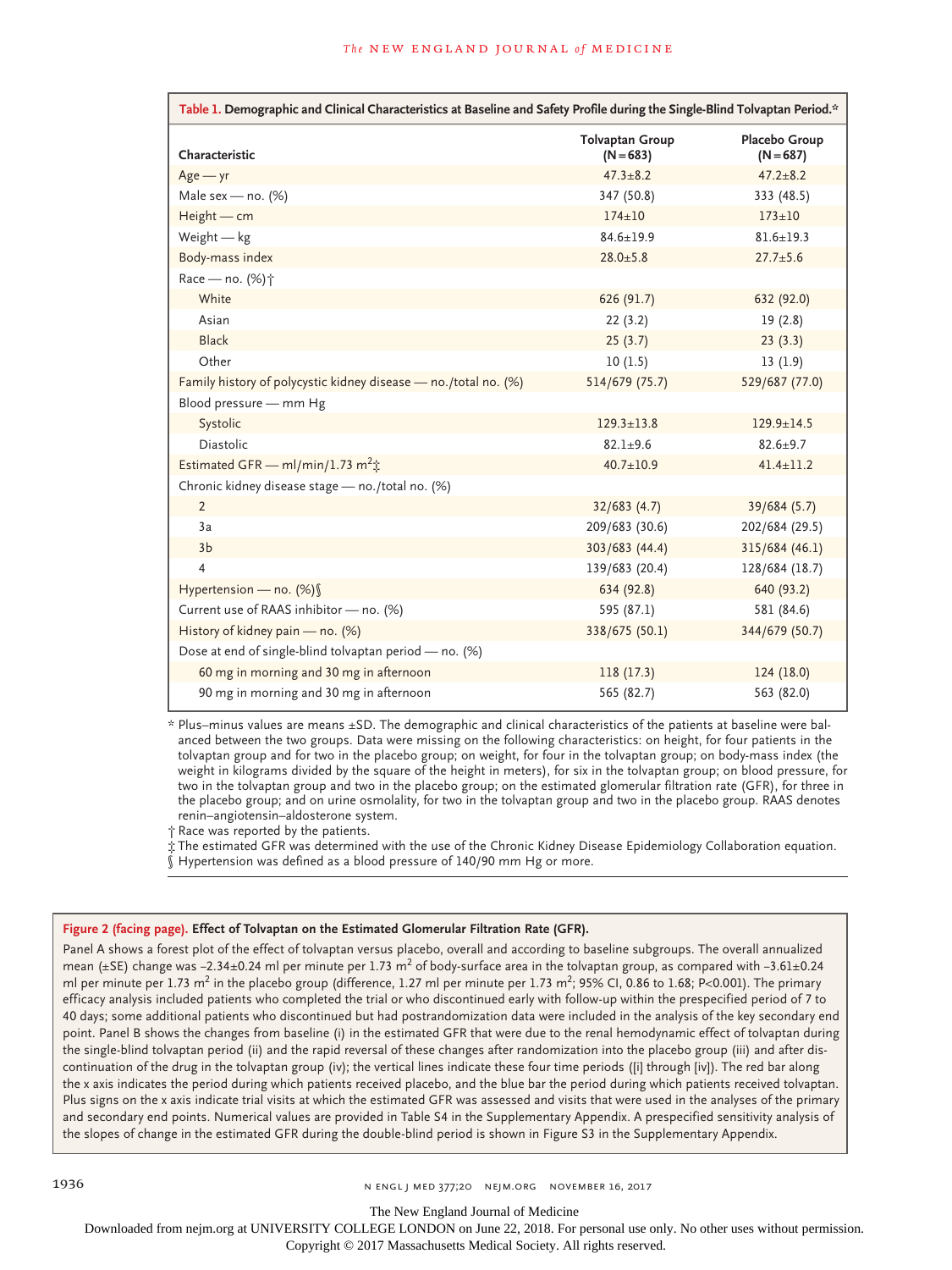**Table 1. Demographic and Clinical Characteristics at Baseline and Safety Profile during the Single-Blind Tolvaptan Period.***

| Characteristic | Tolvaptan Group (N=683) | Placebo Group (N=687) |
|---|---|---|
| Age — yr | 47.3±8.2 | 47.2±8.2 |
| Male sex — no. (%) | 347 (50.8) | 333 (48.5) |
| Height — cm | 174±10 | 173±10 |
| Weight — kg | 84.6±19.9 | 81.6±19.3 |
| Body-mass index | 28.0±5.8 | 27.7±5.6 |
| Race — no. (%)† | | |
| White | 626 (91.7) | 632 (92.0) |
| Asian | 22 (3.2) | 19 (2.8) |
| Black | 25 (3.7) | 23 (3.3) |
| Other | 10 (1.5) | 13 (1.9) |
| Family history of polycystic kidney disease — no./total no. (%) | 514/679 (75.7) | 529/687 (77.0) |
| Blood pressure — mm Hg | | |
| Systolic | 129.3±13.8 | 129.9±14.5 |
| Diastolic | 82.1±9.6 | 82.6±9.7 |
| Estimated GFR — ml/min/1.73 $m^2$‡ | 40.7±10.9 | 41.4±11.2 |
| Chronic kidney disease stage — no./total no. (%) | | |
| 2 | 32/683 (4.7) | 39/684 (5.7) |
| 3a | 209/683 (30.6) | 202/684 (29.5) |
| 3b | 303/683 (44.4) | 315/684 (46.1) |
| 4 | 139/683 (20.4) | 128/684 (18.7) |
| Hypertension — no. (%)§ | 634 (92.8) | 640 (93.2) |
| Current use of RAAS inhibitor — no. (%) | 595 (87.1) | 581 (84.6) |
| History of kidney pain — no. (%) | 338/675 (50.1) | 344/679 (50.7) |
| Dose at end of single-blind tolvaptan period — no. (%) | | |
| 60 mg in morning and 30 mg in afternoon | 118 (17.3) | 124 (18.0) |
| 90 mg in morning and 30 mg in afternoon | 565 (82.7) | 563 (82.0) |

\* Plus–minus values are means ±SD. The demographic and clinical characteristics of the patients at baseline were balanced between the two groups. Data were missing on the following characteristics: on height, for four patients in the tolvaptan group and for two in the placebo group; on weight, for four in the tolvaptan group; on body-mass index (the weight in kilograms divided by the square of the height in meters), for six in the tolvaptan group; on blood pressure, for two in the tolvaptan group and two in the placebo group; on the estimated glomerular filtration rate (GFR), for three in the placebo group; and on urine osmolality, for two in the tolvaptan group and two in the placebo group. RAAS denotes renin–angiotensin–aldosterone system.

† Race was reported by the patients.

‡ The estimated GFR was determined with the use of the Chronic Kidney Disease Epidemiology Collaboration equation.

§ Hypertension was defined as a blood pressure of 140/90 mm Hg or more.

**Figure 2 (facing page). Effect of Tolvaptan on the Estimated Glomerular Filtration Rate (GFR).**

Panel A shows a forest plot of the effect of tolvaptan versus placebo, overall and according to baseline subgroups. The overall annualized mean (±SE) change was −2.34±0.24 ml per minute per 1.73 $m^2$ of body-surface area in the tolvaptan group, as compared with −3.61±0.24 ml per minute per 1.73 $m^2$ in the placebo group (difference, 1.27 ml per minute per 1.73 $m^2$; 95% CI, 0.86 to 1.68; P<0.001). The primary efficacy analysis included patients who completed the trial or who discontinued early with follow-up within the prespecified period of 7 to 40 days; some additional patients who discontinued but had postrandomization data were included in the analysis of the key secondary end point. Panel B shows the changes from baseline (i) in the estimated GFR that were due to the renal hemodynamic effect of tolvaptan during the single-blind tolvaptan period (ii) and the rapid reversal of these changes after randomization into the placebo group (iii) and after discontinuation of the drug in the tolvaptan group (iv); the vertical lines indicate these four time periods ([i] through [iv]). The red bar along the x axis indicates the period during which patients received placebo, and the blue bar the period during which patients received tolvaptan. Plus signs on the x axis indicate trial visits at which the estimated GFR was assessed and visits that were used in the analyses of the primary and secondary end points. Numerical values are provided in Table S4 in the Supplementary Appendix. A prespecified sensitivity analysis of the slopes of change in the estimated GFR during the double-blind period is shown in Figure S3 in the Supplementary Appendix.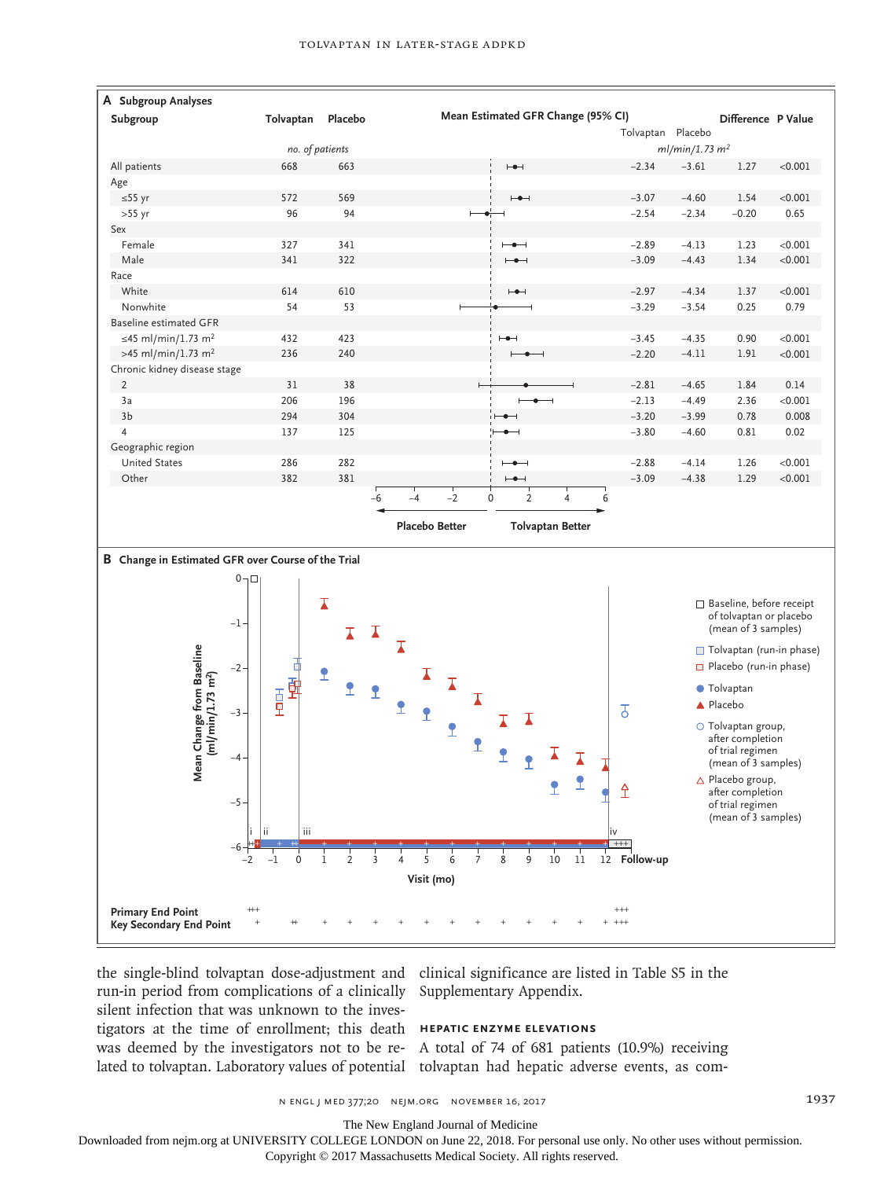**A Subgroup Analyses**

| Subgroup | Tolvaptan | Placebo | Tolvaptan | Placebo | Difference | P Value |
|---|---|---|---|---|---|---|
| | *no. of patients* | | *ml/min/1.73 m²* | | | |
| All patients | 668 | 663 | −2.34 | −3.61 | 1.27 | <0.001 |
| Age | | | | | | |
| ≤55 yr | 572 | 569 | −3.07 | −4.60 | 1.54 | <0.001 |
| >55 yr | 96 | 94 | −2.54 | −2.34 | −0.20 | 0.65 |
| Sex | | | | | | |
| Female | 327 | 341 | −2.89 | −4.13 | 1.23 | <0.001 |
| Male | 341 | 322 | −3.09 | −4.43 | 1.34 | <0.001 |
| Race | | | | | | |
| White | 614 | 610 | −2.97 | −4.34 | 1.37 | <0.001 |
| Nonwhite | 54 | 53 | −3.29 | −3.54 | 0.25 | 0.79 |
| Baseline estimated GFR | | | | | | |
| ≤45 ml/min/1.73 m² | 432 | 423 | −3.45 | −4.35 | 0.90 | <0.001 |
| >45 ml/min/1.73 m² | 236 | 240 | −2.20 | −4.11 | 1.91 | <0.001 |
| Chronic kidney disease stage | | | | | | |
| 2 | 31 | 38 | −2.81 | −4.65 | 1.84 | 0.14 |
| 3a | 206 | 196 | −2.13 | −4.49 | 2.36 | <0.001 |
| 3b | 294 | 304 | −3.20 | −3.99 | 0.78 | 0.008 |
| 4 | 137 | 125 | −3.80 | −4.60 | 0.81 | 0.02 |
| Geographic region | | | | | | |
| United States | 286 | 282 | −2.88 | −4.14 | 1.26 | <0.001 |
| Other | 382 | 381 | −3.09 | −4.38 | 1.29 | <0.001 |

Mean Estimated GFR Change (95% CI): Placebo Better ← → Tolvaptan Better

**B Change in Estimated GFR over Course of the Trial**

the single-blind tolvaptan dose-adjustment and run-in period from complications of a clinically silent infection that was unknown to the investigators at the time of enrollment; this death was deemed by the investigators not to be related to tolvaptan. Laboratory values of potential clinical significance are listed in Table S5 in the Supplementary Appendix.

### HEPATIC ENZYME ELEVATIONS

A total of 74 of 681 patients (10.9%) receiving tolvaptan had hepatic adverse events, as com-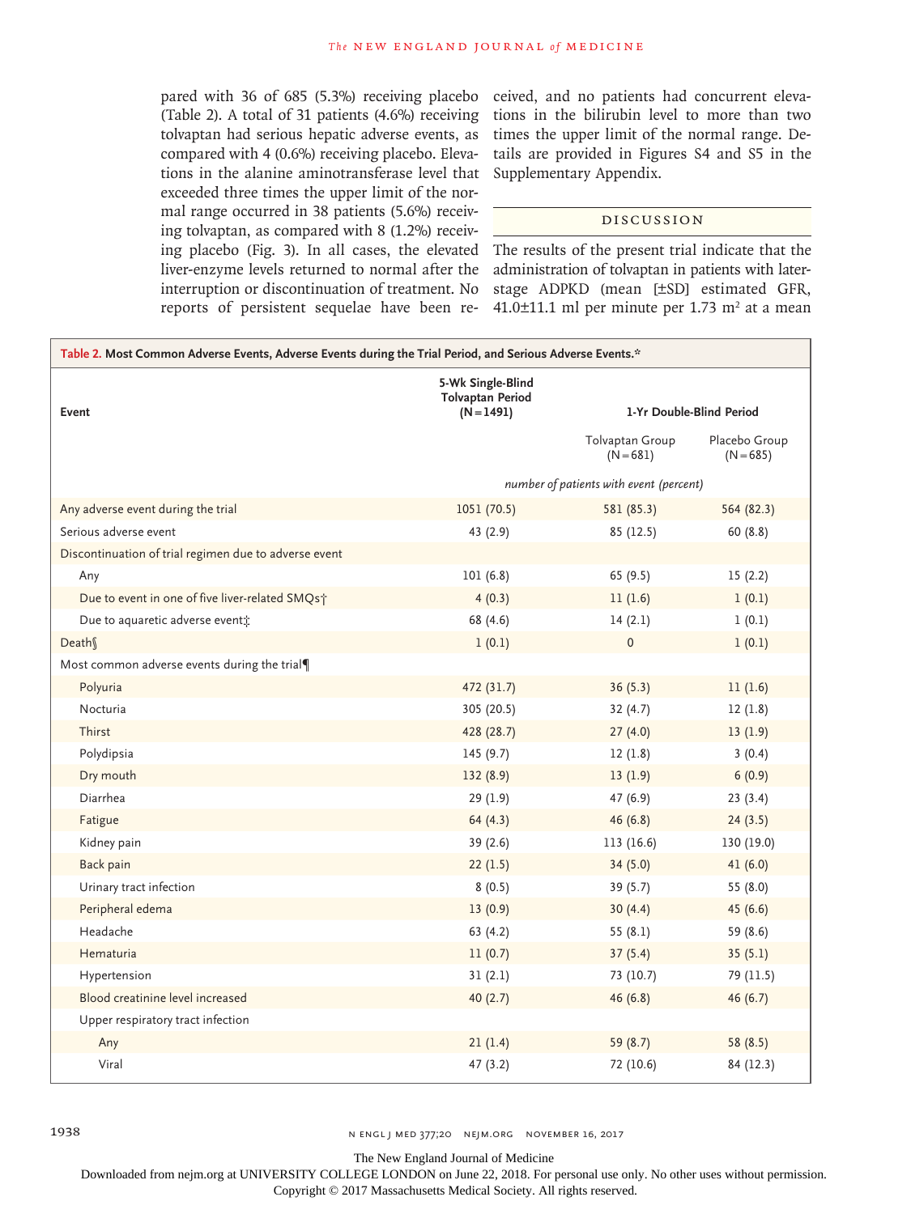pared with 36 of 685 (5.3%) receiving placebo (Table 2). A total of 31 patients (4.6%) receiving tolvaptan had serious hepatic adverse events, as compared with 4 (0.6%) receiving placebo. Elevations in the alanine aminotransferase level that exceeded three times the upper limit of the normal range occurred in 38 patients (5.6%) receiving tolvaptan, as compared with 8 (1.2%) receiving placebo (Fig. 3). In all cases, the elevated liver-enzyme levels returned to normal after the interruption or discontinuation of treatment. No reports of persistent sequelae have been received, and no patients had concurrent elevations in the bilirubin level to more than two times the upper limit of the normal range. Details are provided in Figures S4 and S5 in the Supplementary Appendix.

## Discussion

The results of the present trial indicate that the administration of tolvaptan in patients with later-stage ADPKD (mean [±SD] estimated GFR, 41.0±11.1 ml per minute per 1.73 $m^2$ at a mean

**Table 2. Most Common Adverse Events, Adverse Events during the Trial Period, and Serious Adverse Events.***

| Event | 5-Wk Single-Blind Tolvaptan Period (N=1491) | 1-Yr Double-Blind Period | |
|---|---|---|---|
| | | Tolvaptan Group (N=681) | Placebo Group (N=685) |
| | *number of patients with event (percent)* | | |
| Any adverse event during the trial | 1051 (70.5) | 581 (85.3) | 564 (82.3) |
| Serious adverse event | 43 (2.9) | 85 (12.5) | 60 (8.8) |
| Discontinuation of trial regimen due to adverse event | | | |
| Any | 101 (6.8) | 65 (9.5) | 15 (2.2) |
| Due to event in one of five liver-related SMQs† | 4 (0.3) | 11 (1.6) | 1 (0.1) |
| Due to aquaretic adverse event‡ | 68 (4.6) | 14 (2.1) | 1 (0.1) |
| Death§ | 1 (0.1) | 0 | 1 (0.1) |
| Most common adverse events during the trial¶ | | | |
| Polyuria | 472 (31.7) | 36 (5.3) | 11 (1.6) |
| Nocturia | 305 (20.5) | 32 (4.7) | 12 (1.8) |
| Thirst | 428 (28.7) | 27 (4.0) | 13 (1.9) |
| Polydipsia | 145 (9.7) | 12 (1.8) | 3 (0.4) |
| Dry mouth | 132 (8.9) | 13 (1.9) | 6 (0.9) |
| Diarrhea | 29 (1.9) | 47 (6.9) | 23 (3.4) |
| Fatigue | 64 (4.3) | 46 (6.8) | 24 (3.5) |
| Kidney pain | 39 (2.6) | 113 (16.6) | 130 (19.0) |
| Back pain | 22 (1.5) | 34 (5.0) | 41 (6.0) |
| Urinary tract infection | 8 (0.5) | 39 (5.7) | 55 (8.0) |
| Peripheral edema | 13 (0.9) | 30 (4.4) | 45 (6.6) |
| Headache | 63 (4.2) | 55 (8.1) | 59 (8.6) |
| Hematuria | 11 (0.7) | 37 (5.4) | 35 (5.1) |
| Hypertension | 31 (2.1) | 73 (10.7) | 79 (11.5) |
| Blood creatinine level increased | 40 (2.7) | 46 (6.8) | 46 (6.7) |
| Upper respiratory tract infection | | | |
| Any | 21 (1.4) | 59 (8.7) | 58 (8.5) |
| Viral | 47 (3.2) | 72 (10.6) | 84 (12.3) |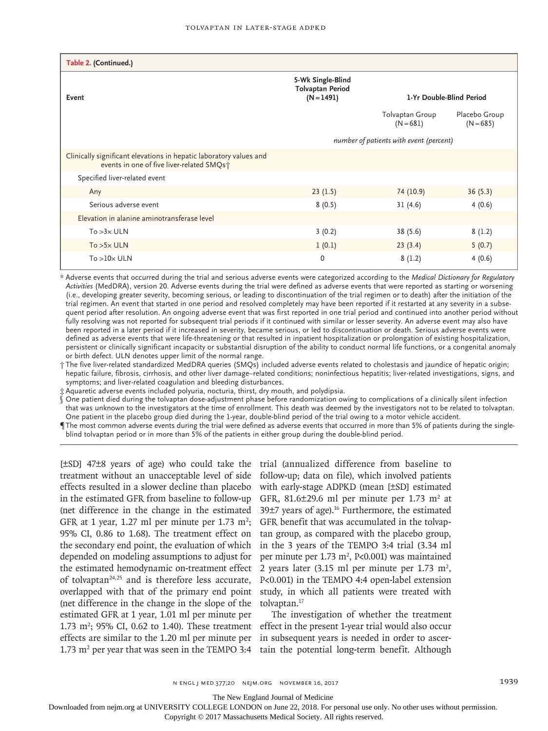**Table 2. (Continued.)**

| Event | 5-Wk Single-Blind Tolvaptan Period (N=1491) | 1-Yr Double-Blind Period | |
|---|---|---|---|
| | | Tolvaptan Group (N=681) | Placebo Group (N=685) |
| | | *number of patients with event (percent)* | |
| Clinically significant elevations in hepatic laboratory values and events in one of five liver-related SMQs† | | | |
| Specified liver-related event | | | |
| Any | 23 (1.5) | 74 (10.9) | 36 (5.3) |
| Serious adverse event | 8 (0.5) | 31 (4.6) | 4 (0.6) |
| Elevation in alanine aminotransferase level | | | |
| To >3× ULN | 3 (0.2) | 38 (5.6) | 8 (1.2) |
| To >5× ULN | 1 (0.1) | 23 (3.4) | 5 (0.7) |
| To >10× ULN | 0 | 8 (1.2) | 4 (0.6) |

\* Adverse events that occurred during the trial and serious adverse events were categorized according to the *Medical Dictionary for Regulatory Activities* (MedDRA), version 20. Adverse events during the trial were defined as adverse events that were reported as starting or worsening (i.e., developing greater severity, becoming serious, or leading to discontinuation of the trial regimen or to death) after the initiation of the trial regimen. An event that started in one period and resolved completely may have been reported if it restarted at any severity in a subsequent period after resolution. An ongoing adverse event that was first reported in one trial period and continued into another period without fully resolving was not reported for subsequent trial periods if it continued with similar or lesser severity. An adverse event may also have been reported in a later period if it increased in severity, became serious, or led to discontinuation or death. Serious adverse events were defined as adverse events that were life-threatening or that resulted in inpatient hospitalization or prolongation of existing hospitalization, persistent or clinically significant incapacity or substantial disruption of the ability to conduct normal life functions, or a congenital anomaly or birth defect. ULN denotes upper limit of the normal range.

† The five liver-related standardized MedDRA queries (SMQs) included adverse events related to cholestasis and jaundice of hepatic origin; hepatic failure, fibrosis, cirrhosis, and other liver damage–related conditions; noninfectious hepatitis; liver-related investigations, signs, and symptoms; and liver-related coagulation and bleeding disturbances.

‡ Aquaretic adverse events included polyuria, nocturia, thirst, dry mouth, and polydipsia.

§ One patient died during the tolvaptan dose-adjustment phase before randomization owing to complications of a clinically silent infection that was unknown to the investigators at the time of enrollment. This death was deemed by the investigators not to be related to tolvaptan. One patient in the placebo group died during the 1-year, double-blind period of the trial owing to a motor vehicle accident.

¶ The most common adverse events during the trial were defined as adverse events that occurred in more than 5% of patients during the single-blind tolvaptan period or in more than 5% of the patients in either group during the double-blind period.

[±SD] 47±8 years of age) who could take the treatment without an unacceptable level of side effects resulted in a slower decline than placebo in the estimated GFR from baseline to follow-up (net difference in the change in the estimated GFR at 1 year, 1.27 ml per minute per 1.73 $m^2$; 95% CI, 0.86 to 1.68). The treatment effect on the secondary end point, the evaluation of which depended on modeling assumptions to adjust for the estimated hemodynamic on-treatment effect of tolvaptan[24,25] and is therefore less accurate, overlapped with that of the primary end point (net difference in the change in the slope of the estimated GFR at 1 year, 1.01 ml per minute per 1.73 $m^2$; 95% CI, 0.62 to 1.40). These treatment effects are similar to the 1.20 ml per minute per 1.73 $m^2$ per year that was seen in the TEMPO 3:4 trial (annualized difference from baseline to follow-up; data on file), which involved patients with early-stage ADPKD (mean [±SD] estimated GFR, 81.6±29.6 ml per minute per 1.73 $m^2$ at 39±7 years of age).[16] Furthermore, the estimated GFR benefit that was accumulated in the tolvaptan group, as compared with the placebo group, in the 3 years of the TEMPO 3:4 trial (3.34 ml per minute per 1.73 $m^2$, $P<0.001$) was maintained 2 years later (3.15 ml per minute per 1.73 $m^2$, $P<0.001$) in the TEMPO 4:4 open-label extension study, in which all patients were treated with tolvaptan.[17]

The investigation of whether the treatment effect in the present 1-year trial would also occur in subsequent years is needed in order to ascertain the potential long-term benefit. Although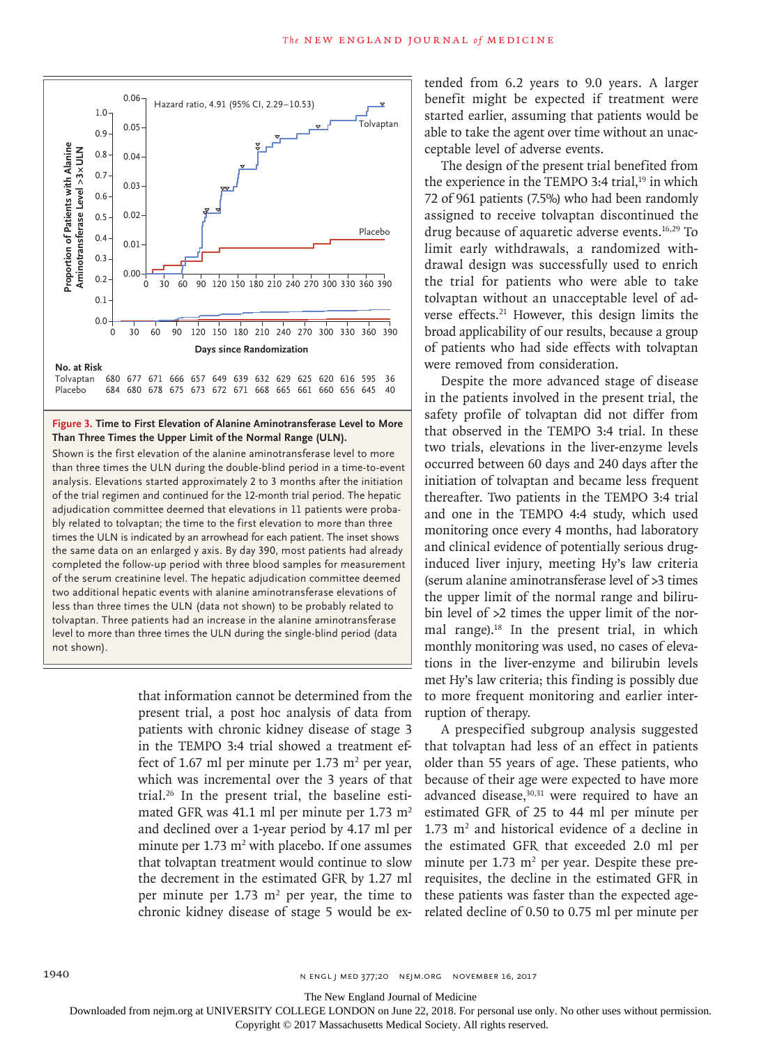No. at Risk

| | 0 | 30 | 60 | 90 | 120 | 150 | 180 | 210 | 240 | 270 | 300 | 330 | 360 | 390 |
|---|---|---|---|---|---|---|---|---|---|---|---|---|---|---|
| Tolvaptan | 680 | 677 | 671 | 666 | 657 | 649 | 639 | 632 | 629 | 625 | 620 | 616 | 595 | 36 |
| Placebo | 684 | 680 | 678 | 675 | 673 | 672 | 671 | 668 | 665 | 661 | 660 | 656 | 645 | 40 |

**Figure 3. Time to First Elevation of Alanine Aminotransferase Level to More Than Three Times the Upper Limit of the Normal Range (ULN).**

Shown is the first elevation of the alanine aminotransferase level to more than three times the ULN during the double-blind period in a time-to-event analysis. Elevations started approximately 2 to 3 months after the initiation of the trial regimen and continued for the 12-month trial period. The hepatic adjudication committee deemed that elevations in 11 patients were probably related to tolvaptan; the time to the first elevation to more than three times the ULN is indicated by an arrowhead for each patient. The inset shows the same data on an enlarged y axis. By day 390, most patients had already completed the follow-up period with three blood samples for measurement of the serum creatinine level. The hepatic adjudication committee deemed two additional hepatic events with alanine aminotransferase elevations of less than three times the ULN (data not shown) to be probably related to tolvaptan. Three patients had an increase in the alanine aminotransferase level to more than three times the ULN during the single-blind period (data not shown).

that information cannot be determined from the present trial, a post hoc analysis of data from patients with chronic kidney disease of stage 3 in the TEMPO 3:4 trial showed a treatment effect of 1.67 ml per minute per 1.73 $m^2$ per year, which was incremental over the 3 years of that trial.[26] In the present trial, the baseline estimated GFR was 41.1 ml per minute per 1.73 $m^2$ and declined over a 1-year period by 4.17 ml per minute per 1.73 $m^2$ with placebo. If one assumes that tolvaptan treatment would continue to slow the decrement in the estimated GFR by 1.27 ml per minute per 1.73 $m^2$ per year, the time to chronic kidney disease of stage 5 would be extended from 6.2 years to 9.0 years. A larger benefit might be expected if treatment were started earlier, assuming that patients would be able to take the agent over time without an unacceptable level of adverse events.

The design of the present trial benefited from the experience in the TEMPO 3:4 trial,[19] in which 72 of 961 patients (7.5%) who had been randomly assigned to receive tolvaptan discontinued the drug because of aquaretic adverse events.[16,29] To limit early withdrawals, a randomized withdrawal design was successfully used to enrich the trial for patients who were able to take tolvaptan without an unacceptable level of adverse effects.[21] However, this design limits the broad applicability of our results, because a group of patients who had side effects with tolvaptan were removed from consideration.

Despite the more advanced stage of disease in the patients involved in the present trial, the safety profile of tolvaptan did not differ from that observed in the TEMPO 3:4 trial. In these two trials, elevations in the liver-enzyme levels occurred between 60 days and 240 days after the initiation of tolvaptan and became less frequent thereafter. Two patients in the TEMPO 3:4 trial and one in the TEMPO 4:4 study, which used monitoring once every 4 months, had laboratory and clinical evidence of potentially serious drug-induced liver injury, meeting Hy's law criteria (serum alanine aminotransferase level of >3 times the upper limit of the normal range and bilirubin level of >2 times the upper limit of the normal range).[18] In the present trial, in which monthly monitoring was used, no cases of elevations in the liver-enzyme and bilirubin levels met Hy's law criteria; this finding is possibly due to more frequent monitoring and earlier interruption of therapy.

A prespecified subgroup analysis suggested that tolvaptan had less of an effect in patients older than 55 years of age. These patients, who because of their age were expected to have more advanced disease,[30,31] were required to have an estimated GFR of 25 to 44 ml per minute per 1.73 $m^2$ and historical evidence of a decline in the estimated GFR that exceeded 2.0 ml per minute per 1.73 $m^2$ per year. Despite these prerequisites, the decline in the estimated GFR in these patients was faster than the expected age-related decline of 0.50 to 0.75 ml per minute per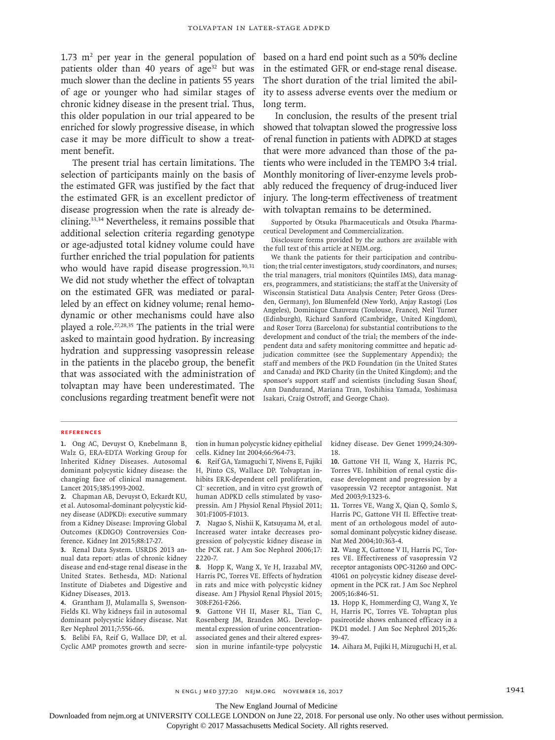$1.73\ m^2$ per year in the general population of patients older than 40 years of age[32] but was much slower than the decline in patients 55 years of age or younger who had similar stages of chronic kidney disease in the present trial. Thus, this older population in our trial appeared to be enriched for slowly progressive disease, in which case it may be more difficult to show a treatment benefit.

The present trial has certain limitations. The selection of participants mainly on the basis of the estimated GFR was justified by the fact that the estimated GFR is an excellent predictor of disease progression when the rate is already declining.[33,34] Nevertheless, it remains possible that additional selection criteria regarding genotype or age-adjusted total kidney volume could have further enriched the trial population for patients who would have rapid disease progression.[30,31] We did not study whether the effect of tolvaptan on the estimated GFR was mediated or paralleled by an effect on kidney volume; renal hemodynamic or other mechanisms could have also played a role.[27,28,35] The patients in the trial were asked to maintain good hydration. By increasing hydration and suppressing vasopressin release in the patients in the placebo group, the benefit that was associated with the administration of tolvaptan may have been underestimated. The conclusions regarding treatment benefit were not based on a hard end point such as a 50% decline in the estimated GFR or end-stage renal disease. The short duration of the trial limited the ability to assess adverse events over the medium or long term.

In conclusion, the results of the present trial showed that tolvaptan slowed the progressive loss of renal function in patients with ADPKD at stages that were more advanced than those of the patients who were included in the TEMPO 3:4 trial. Monthly monitoring of liver-enzyme levels probably reduced the frequency of drug-induced liver injury. The long-term effectiveness of treatment with tolvaptan remains to be determined.

Supported by Otsuka Pharmaceuticals and Otsuka Pharmaceutical Development and Commercialization.

Disclosure forms provided by the authors are available with the full text of this article at NEJM.org.

We thank the patients for their participation and contribution; the trial center investigators, study coordinators, and nurses; the trial managers, trial monitors (Quintiles IMS), data managers, programmers, and statisticians; the staff at the University of Wisconsin Statistical Data Analysis Center; Peter Gross (Dresden, Germany), Jon Blumenfeld (New York), Anjay Rastogi (Los Angeles), Dominique Chauveau (Toulouse, France), Neil Turner (Edinburgh), Richard Sanford (Cambridge, United Kingdom), and Roser Torra (Barcelona) for substantial contributions to the development and conduct of the trial; the members of the independent data and safety monitoring committee and hepatic adjudication committee (see the Supplementary Appendix); the staff and members of the PKD Foundation (in the United States and Canada) and PKD Charity (in the United Kingdom); and the sponsor's support staff and scientists (including Susan Shoaf, Ann Dandurand, Mariana Tran, Yoshihisa Yamada, Yoshimasa Isakari, Craig Ostroff, and George Chao).

## References

1. Ong AC, Devuyst O, Knebelmann B, Walz G, ERA-EDTA Working Group for Inherited Kidney Diseases. Autosomal dominant polycystic kidney disease: the changing face of clinical management. Lancet 2015;385:1993-2002.
2. Chapman AB, Devuyst O, Eckardt KU, et al. Autosomal-dominant polycystic kidney disease (ADPKD): executive summary from a Kidney Disease: Improving Global Outcomes (KDIGO) Controversies Conference. Kidney Int 2015;88:17-27.
3. Renal Data System. USRDS 2013 annual data report: atlas of chronic kidney disease and end-stage renal disease in the United States. Bethesda, MD: National Institute of Diabetes and Digestive and Kidney Diseases, 2013.
4. Grantham JJ, Mulamalla S, Swenson-Fields KI. Why kidneys fail in autosomal dominant polycystic kidney disease. Nat Rev Nephrol 2011;7:556-66.
5. Belibi FA, Reif G, Wallace DP, et al. Cyclic AMP promotes growth and secretion in human polycystic kidney epithelial cells. Kidney Int 2004;66:964-73.
6. Reif GA, Yamaguchi T, Nivens E, Fujiki H, Pinto CS, Wallace DP. Tolvaptan inhibits ERK-dependent cell proliferation, $Cl^-$ secretion, and in vitro cyst growth of human ADPKD cells stimulated by vasopressin. Am J Physiol Renal Physiol 2011; 301:F1005-F1013.
7. Nagao S, Nishii K, Katsuyama M, et al. Increased water intake decreases progression of polycystic kidney disease in the PCK rat. J Am Soc Nephrol 2006;17: 2220-7.
8. Hopp K, Wang X, Ye H, Irazabal MV, Harris PC, Torres VE. Effects of hydration in rats and mice with polycystic kidney disease. Am J Physiol Renal Physiol 2015; 308:F261-F266.
9. Gattone VH II, Maser RL, Tian C, Rosenberg JM, Branden MG. Developmental expression of urine concentration-associated genes and their altered expression in murine infantile-type polycystic kidney disease. Dev Genet 1999;24:309-18.
10. Gattone VH II, Wang X, Harris PC, Torres VE. Inhibition of renal cystic disease development and progression by a vasopressin V2 receptor antagonist. Nat Med 2003;9:1323-6.
11. Torres VE, Wang X, Qian Q, Somlo S, Harris PC, Gattone VH II. Effective treatment of an orthologous model of autosomal dominant polycystic kidney disease. Nat Med 2004;10:363-4.
12. Wang X, Gattone V II, Harris PC, Torres VE. Effectiveness of vasopressin V2 receptor antagonists OPC-31260 and OPC-41061 on polycystic kidney disease development in the PCK rat. J Am Soc Nephrol 2005;16:846-51.
13. Hopp K, Hommerding CJ, Wang X, Ye H, Harris PC, Torres VE. Tolvaptan plus pasireotide shows enhanced efficacy in a PKD1 model. J Am Soc Nephrol 2015;26: 39-47.
14. Aihara M, Fujiki H, Mizuguchi H, et al.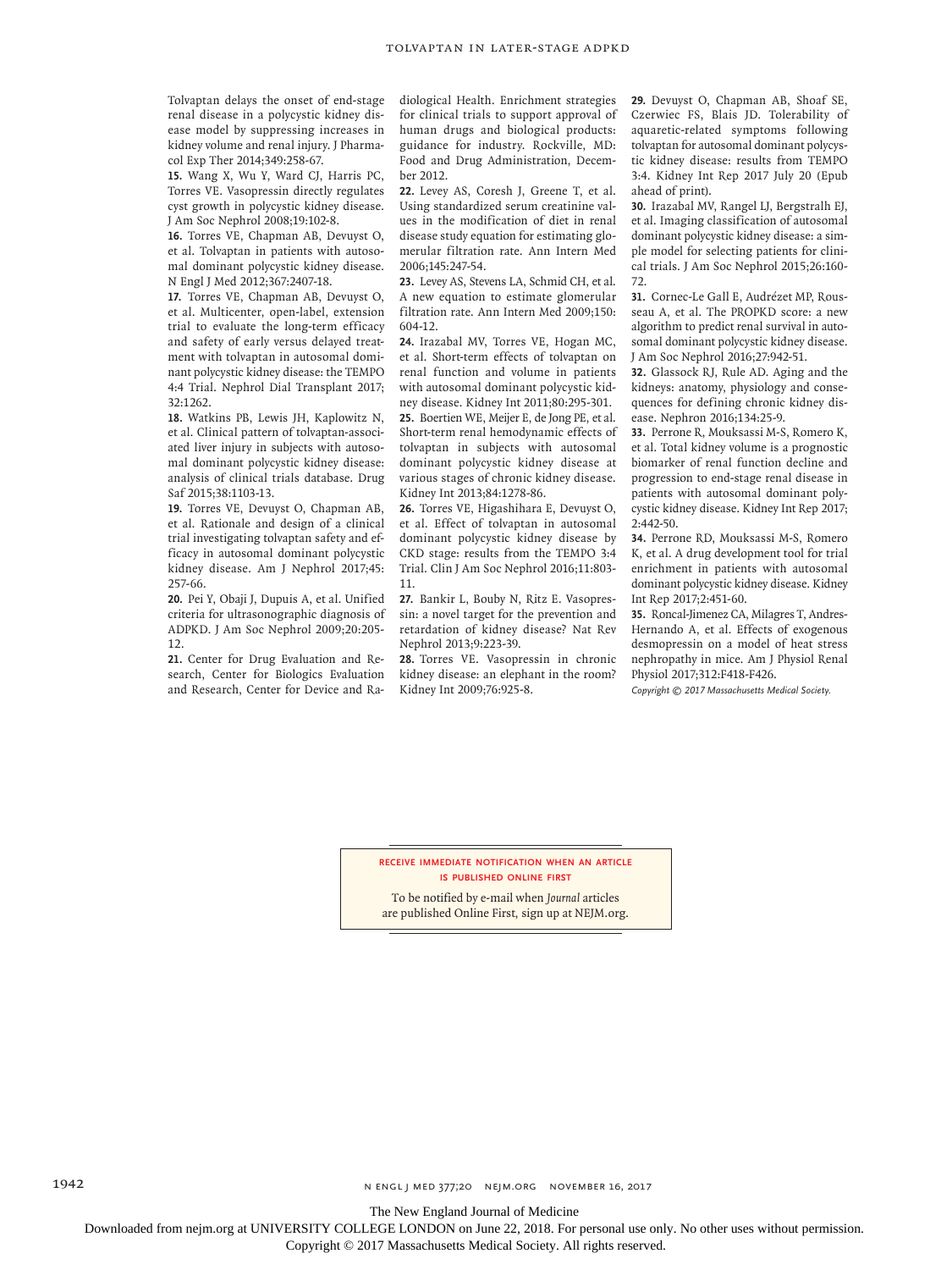Tolvaptan delays the onset of end-stage renal disease in a polycystic kidney disease model by suppressing increases in kidney volume and renal injury. J Pharmacol Exp Ther 2014;349:258-67.

**15.** Wang X, Wu Y, Ward CJ, Harris PC, Torres VE. Vasopressin directly regulates cyst growth in polycystic kidney disease. J Am Soc Nephrol 2008;19:102-8.

**16.** Torres VE, Chapman AB, Devuyst O, et al. Tolvaptan in patients with autosomal dominant polycystic kidney disease. N Engl J Med 2012;367:2407-18.

**17.** Torres VE, Chapman AB, Devuyst O, et al. Multicenter, open-label, extension trial to evaluate the long-term efficacy and safety of early versus delayed treatment with tolvaptan in autosomal dominant polycystic kidney disease: the TEMPO 4:4 Trial. Nephrol Dial Transplant 2017; 32:1262.

**18.** Watkins PB, Lewis JH, Kaplowitz N, et al. Clinical pattern of tolvaptan-associated liver injury in subjects with autosomal dominant polycystic kidney disease: analysis of clinical trials database. Drug Saf 2015;38:1103-13.

**19.** Torres VE, Devuyst O, Chapman AB, et al. Rationale and design of a clinical trial investigating tolvaptan safety and efficacy in autosomal dominant polycystic kidney disease. Am J Nephrol 2017;45: 257-66.

**20.** Pei Y, Obaji J, Dupuis A, et al. Unified criteria for ultrasonographic diagnosis of ADPKD. J Am Soc Nephrol 2009;20:205-12.

**21.** Center for Drug Evaluation and Research, Center for Biologics Evaluation and Research, Center for Device and Radiological Health. Enrichment strategies for clinical trials to support approval of human drugs and biological products: guidance for industry. Rockville, MD: Food and Drug Administration, December 2012.

**22.** Levey AS, Coresh J, Greene T, et al. Using standardized serum creatinine values in the modification of diet in renal disease study equation for estimating glomerular filtration rate. Ann Intern Med 2006;145:247-54.

**23.** Levey AS, Stevens LA, Schmid CH, et al. A new equation to estimate glomerular filtration rate. Ann Intern Med 2009;150: 604-12.

**24.** Irazabal MV, Torres VE, Hogan MC, et al. Short-term effects of tolvaptan on renal function and volume in patients with autosomal dominant polycystic kidney disease. Kidney Int 2011;80:295-301.

**25.** Boertien WE, Meijer E, de Jong PE, et al. Short-term renal hemodynamic effects of tolvaptan in subjects with autosomal dominant polycystic kidney disease at various stages of chronic kidney disease. Kidney Int 2013;84:1278-86.

**26.** Torres VE, Higashihara E, Devuyst O, et al. Effect of tolvaptan in autosomal dominant polycystic kidney disease by CKD stage: results from the TEMPO 3:4 Trial. Clin J Am Soc Nephrol 2016;11:803-11.

**27.** Bankir L, Bouby N, Ritz E. Vasopressin: a novel target for the prevention and retardation of kidney disease? Nat Rev Nephrol 2013;9:223-39.

**28.** Torres VE. Vasopressin in chronic kidney disease: an elephant in the room? Kidney Int 2009;76:925-8.

**29.** Devuyst O, Chapman AB, Shoaf SE, Czerwiec FS, Blais JD. Tolerability of aquaretic-related symptoms following tolvaptan for autosomal dominant polycystic kidney disease: results from TEMPO 3:4. Kidney Int Rep 2017 July 20 (Epub ahead of print).

**30.** Irazabal MV, Rangel LJ, Bergstralh EJ, et al. Imaging classification of autosomal dominant polycystic kidney disease: a simple model for selecting patients for clinical trials. J Am Soc Nephrol 2015;26:160-72.

**31.** Cornec-Le Gall E, Audrézet MP, Rousseau A, et al. The PROPKD score: a new algorithm to predict renal survival in autosomal dominant polycystic kidney disease. J Am Soc Nephrol 2016;27:942-51.

**32.** Glassock RJ, Rule AD. Aging and the kidneys: anatomy, physiology and consequences for defining chronic kidney disease. Nephron 2016;134:25-9.

**33.** Perrone R, Mouksassi M-S, Romero K, et al. Total kidney volume is a prognostic biomarker of renal function decline and progression to end-stage renal disease in patients with autosomal dominant polycystic kidney disease. Kidney Int Rep 2017; 2:442-50.

**34.** Perrone RD, Mouksassi M-S, Romero K, et al. A drug development tool for trial enrichment in patients with autosomal dominant polycystic kidney disease. Kidney Int Rep 2017;2:451-60.

**35.** Roncal-Jimenez CA, Milagres T, Andres-Hernando A, et al. Effects of exogenous desmopressin on a model of heat stress nephropathy in mice. Am J Physiol Renal Physiol 2017;312:F418-F426.

*Copyright © 2017 Massachusetts Medical Society.*

RECEIVE IMMEDIATE NOTIFICATION WHEN AN ARTICLE IS PUBLISHED ONLINE FIRST

To be notified by e-mail when *Journal* articles are published Online First, sign up at NEJM.org.